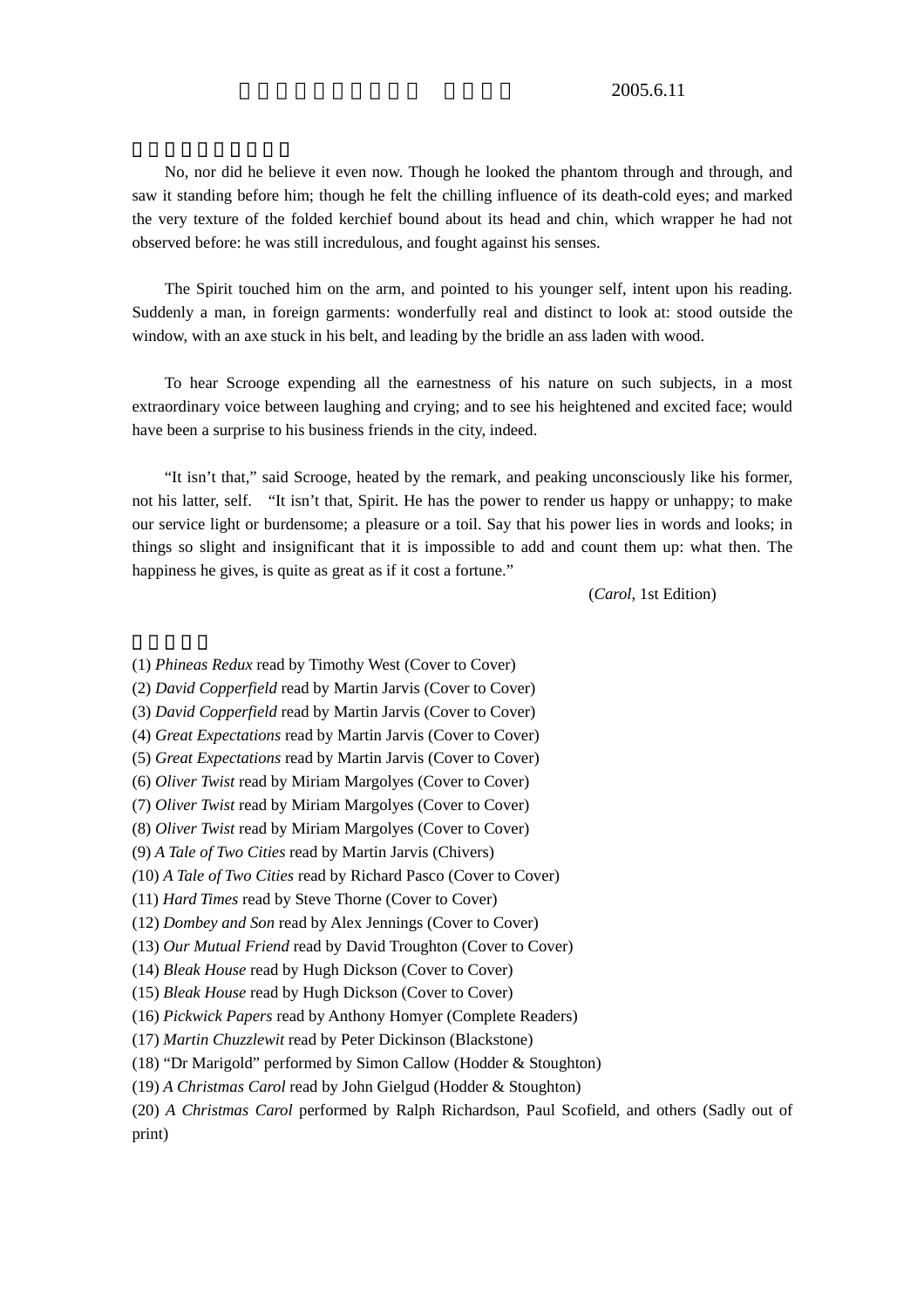2005.6.11

No, nor did he believe it even now. Though he looked the phantom through and through, and saw it standing before him; though he felt the chilling influence of its death-cold eyes; and marked the very texture of the folded kerchief bound about its head and chin, which wrapper he had not observed before: he was still incredulous, and fought against his senses.

The Spirit touched him on the arm, and pointed to his younger self, intent upon his reading. Suddenly a man, in foreign garments: wonderfully real and distinct to look at: stood outside the window, with an axe stuck in his belt, and leading by the bridle an ass laden with wood.

To hear Scrooge expending all the earnestness of his nature on such subjects, in a most extraordinary voice between laughing and crying; and to see his heightened and excited face; would have been a surprise to his business friends in the city, indeed.

"It isn't that," said Scrooge, heated by the remark, and peaking unconsciously like his former, not his latter, self. "It isn't that, Spirit. He has the power to render us happy or unhappy; to make our service light or burdensome; a pleasure or a toil. Say that his power lies in words and looks; in things so slight and insignificant that it is impossible to add and count them up: what then. The happiness he gives, is quite as great as if it cost a fortune."

(*Carol*, 1st Edition)

(1) *Phineas Redux* read by Timothy West (Cover to Cover)
(2) *David Copperfield* read by Martin Jarvis (Cover to Cover)
(3) *David Copperfield* read by Martin Jarvis (Cover to Cover)
(4) *Great Expectations* read by Martin Jarvis (Cover to Cover)
(5) *Great Expectations* read by Martin Jarvis (Cover to Cover)
(6) *Oliver Twist* read by Miriam Margolyes (Cover to Cover)
(7) *Oliver Twist* read by Miriam Margolyes (Cover to Cover)
(8) *Oliver Twist* read by Miriam Margolyes (Cover to Cover)
(9) *A Tale of Two Cities* read by Martin Jarvis (Chivers)
(10) *A Tale of Two Cities* read by Richard Pasco (Cover to Cover)
(11) *Hard Times* read by Steve Thorne (Cover to Cover)
(12) *Dombey and Son* read by Alex Jennings (Cover to Cover)
(13) *Our Mutual Friend* read by David Troughton (Cover to Cover)
(14) *Bleak House* read by Hugh Dickson (Cover to Cover)
(15) *Bleak House* read by Hugh Dickson (Cover to Cover)
(16) *Pickwick Papers* read by Anthony Homyer (Complete Readers)
(17) *Martin Chuzzlewit* read by Peter Dickinson (Blackstone)
(18) "Dr Marigold" performed by Simon Callow (Hodder & Stoughton)
(19) *A Christmas Carol* read by John Gielgud (Hodder & Stoughton)
(20) *A Christmas Carol* performed by Ralph Richardson, Paul Scofield, and others (Sadly out of print)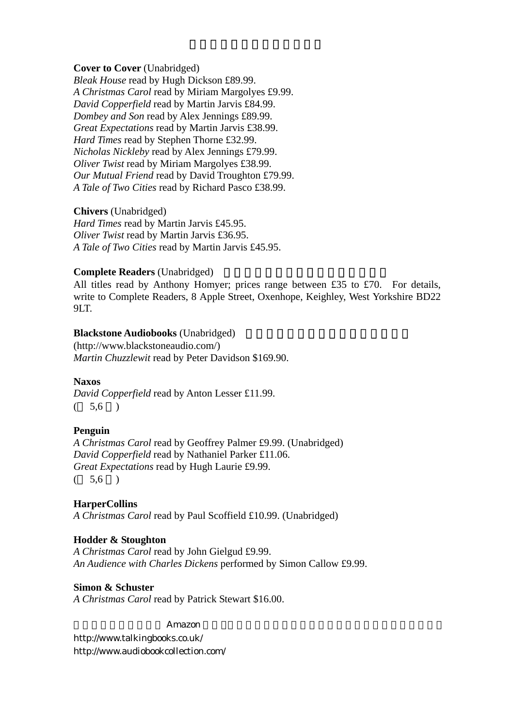**Cover to Cover** (Unabridged)
*Bleak House* read by Hugh Dickson £89.99.
*A Christmas Carol* read by Miriam Margolyes £9.99.
*David Copperfield* read by Martin Jarvis £84.99.
*Dombey and Son* read by Alex Jennings £89.99.
*Great Expectations* read by Martin Jarvis £38.99.
*Hard Times* read by Stephen Thorne £32.99.
*Nicholas Nickleby* read by Alex Jennings £79.99.
*Oliver Twist* read by Miriam Margolyes £38.99.
*Our Mutual Friend* read by David Troughton £79.99.
*A Tale of Two Cities* read by Richard Pasco £38.99.

**Chivers** (Unabridged)
*Hard Times* read by Martin Jarvis £45.95.
*Oliver Twist* read by Martin Jarvis £36.95.
*A Tale of Two Cities* read by Martin Jarvis £45.95.

**Complete Readers** (Unabridged)
All titles read by Anthony Homyer; prices range between £35 to £70. For details, write to Complete Readers, 8 Apple Street, Oxenhope, Keighley, West Yorkshire BD22 9LT.

**Blackstone Audiobooks** (Unabridged)
(http://www.blackstoneaudio.com/)
*Martin Chuzzlewit* read by Peter Davidson $169.90.

**Naxos**
*David Copperfield* read by Anton Lesser £11.99.
( 5,6 )

**Penguin**
*A Christmas Carol* read by Geoffrey Palmer £9.99. (Unabridged)
*David Copperfield* read by Nathaniel Parker £11.06.
*Great Expectations* read by Hugh Laurie £9.99.
( 5,6 )

**HarperCollins**
*A Christmas Carol* read by Paul Scoffield £10.99. (Unabridged)

**Hodder & Stoughton**
*A Christmas Carol* read by John Gielgud £9.99.
*An Audience with Charles Dickens* performed by Simon Callow £9.99.

**Simon & Schuster**
*A Christmas Carol* read by Patrick Stewart $16.00.

Amazon
http://www.talkingbooks.co.uk/
http://www.audiobookcollection.com/